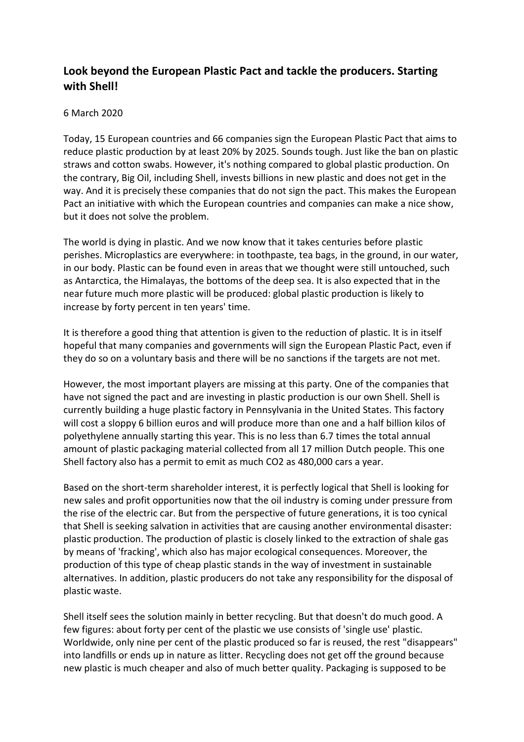## Look beyond the European Plastic Pact and tackle the producers. Starting with Shell!

6 March 2020

Today, 15 European countries and 66 companies sign the European Plastic Pact that aims to reduce plastic production by at least 20% by 2025. Sounds tough. Just like the ban on plastic straws and cotton swabs. However, it's nothing compared to global plastic production. On the contrary, Big Oil, including Shell, invests billions in new plastic and does not get in the way. And it is precisely these companies that do not sign the pact. This makes the European Pact an initiative with which the European countries and companies can make a nice show, but it does not solve the problem.

The world is dying in plastic. And we now know that it takes centuries before plastic perishes. Microplastics are everywhere: in toothpaste, tea bags, in the ground, in our water, in our body. Plastic can be found even in areas that we thought were still untouched, such as Antarctica, the Himalayas, the bottoms of the deep sea. It is also expected that in the near future much more plastic will be produced: global plastic production is likely to increase by forty percent in ten years' time.

It is therefore a good thing that attention is given to the reduction of plastic. It is in itself hopeful that many companies and governments will sign the European Plastic Pact, even if they do so on a voluntary basis and there will be no sanctions if the targets are not met.

However, the most important players are missing at this party. One of the companies that have not signed the pact and are investing in plastic production is our own Shell. Shell is currently building a huge plastic factory in Pennsylvania in the United States. This factory will cost a sloppy 6 billion euros and will produce more than one and a half billion kilos of polyethylene annually starting this year. This is no less than 6.7 times the total annual amount of plastic packaging material collected from all 17 million Dutch people. This one Shell factory also has a permit to emit as much $CO_2$ as 480,000 cars a year.

Based on the short-term shareholder interest, it is perfectly logical that Shell is looking for new sales and profit opportunities now that the oil industry is coming under pressure from the rise of the electric car. But from the perspective of future generations, it is too cynical that Shell is seeking salvation in activities that are causing another environmental disaster: plastic production. The production of plastic is closely linked to the extraction of shale gas by means of 'fracking', which also has major ecological consequences. Moreover, the production of this type of cheap plastic stands in the way of investment in sustainable alternatives. In addition, plastic producers do not take any responsibility for the disposal of plastic waste.

Shell itself sees the solution mainly in better recycling. But that doesn't do much good. A few figures: about forty per cent of the plastic we use consists of 'single use' plastic. Worldwide, only nine per cent of the plastic produced so far is reused, the rest "disappears" into landfills or ends up in nature as litter. Recycling does not get off the ground because new plastic is much cheaper and also of much better quality. Packaging is supposed to be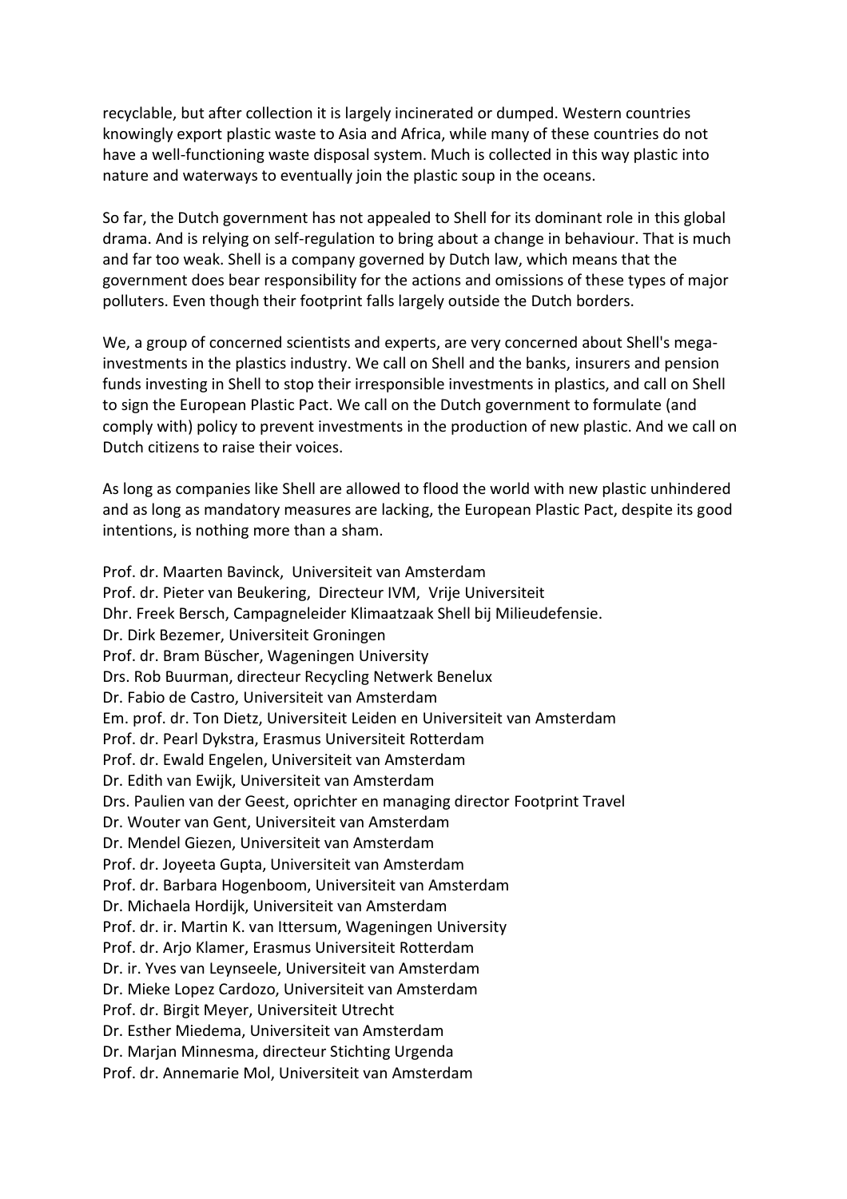recyclable, but after collection it is largely incinerated or dumped. Western countries knowingly export plastic waste to Asia and Africa, while many of these countries do not have a well-functioning waste disposal system. Much is collected in this way plastic into nature and waterways to eventually join the plastic soup in the oceans.

So far, the Dutch government has not appealed to Shell for its dominant role in this global drama. And is relying on self-regulation to bring about a change in behaviour. That is much and far too weak. Shell is a company governed by Dutch law, which means that the government does bear responsibility for the actions and omissions of these types of major polluters. Even though their footprint falls largely outside the Dutch borders.

We, a group of concerned scientists and experts, are very concerned about Shell's mega-investments in the plastics industry. We call on Shell and the banks, insurers and pension funds investing in Shell to stop their irresponsible investments in plastics, and call on Shell to sign the European Plastic Pact. We call on the Dutch government to formulate (and comply with) policy to prevent investments in the production of new plastic. And we call on Dutch citizens to raise their voices.

As long as companies like Shell are allowed to flood the world with new plastic unhindered and as long as mandatory measures are lacking, the European Plastic Pact, despite its good intentions, is nothing more than a sham.

Prof. dr. Maarten Bavinck, Universiteit van Amsterdam
Prof. dr. Pieter van Beukering, Directeur IVM, Vrije Universiteit
Dhr. Freek Bersch, Campagneleider Klimaatzaak Shell bij Milieudefensie.
Dr. Dirk Bezemer, Universiteit Groningen
Prof. dr. Bram Büscher, Wageningen University
Drs. Rob Buurman, directeur Recycling Netwerk Benelux
Dr. Fabio de Castro, Universiteit van Amsterdam
Em. prof. dr. Ton Dietz, Universiteit Leiden en Universiteit van Amsterdam
Prof. dr. Pearl Dykstra, Erasmus Universiteit Rotterdam
Prof. dr. Ewald Engelen, Universiteit van Amsterdam
Dr. Edith van Ewijk, Universiteit van Amsterdam
Drs. Paulien van der Geest, oprichter en managing director Footprint Travel
Dr. Wouter van Gent, Universiteit van Amsterdam
Dr. Mendel Giezen, Universiteit van Amsterdam
Prof. dr. Joyeeta Gupta, Universiteit van Amsterdam
Prof. dr. Barbara Hogenboom, Universiteit van Amsterdam
Dr. Michaela Hordijk, Universiteit van Amsterdam
Prof. dr. ir. Martin K. van Ittersum, Wageningen University
Prof. dr. Arjo Klamer, Erasmus Universiteit Rotterdam
Dr. ir. Yves van Leynseele, Universiteit van Amsterdam
Dr. Mieke Lopez Cardozo, Universiteit van Amsterdam
Prof. dr. Birgit Meyer, Universiteit Utrecht
Dr. Esther Miedema, Universiteit van Amsterdam
Dr. Marjan Minnesma, directeur Stichting Urgenda
Prof. dr. Annemarie Mol, Universiteit van Amsterdam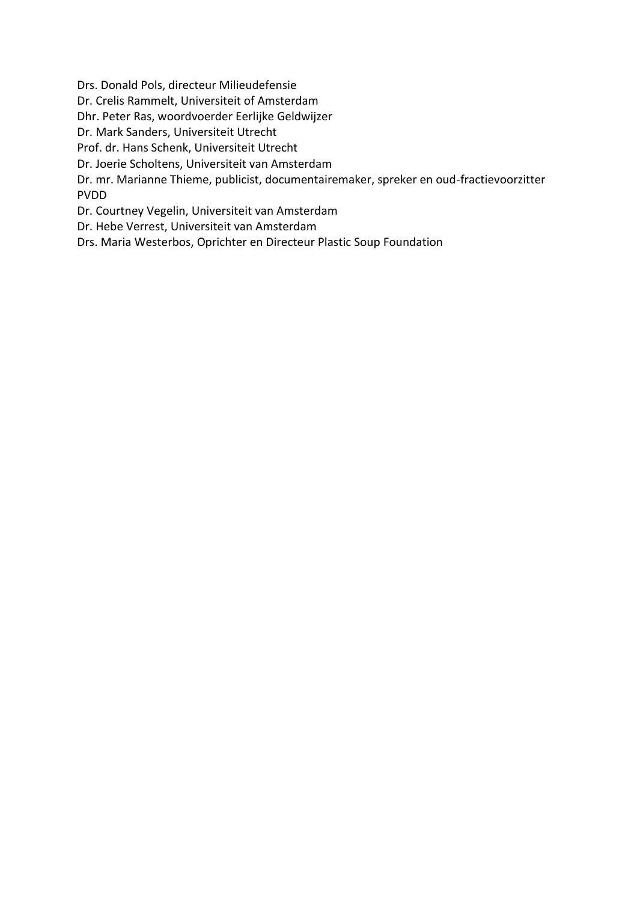Drs. Donald Pols, directeur Milieudefensie
Dr. Crelis Rammelt, Universiteit of Amsterdam
Dhr. Peter Ras, woordvoerder Eerlijke Geldwijzer
Dr. Mark Sanders, Universiteit Utrecht
Prof. dr. Hans Schenk, Universiteit Utrecht
Dr. Joerie Scholtens, Universiteit van Amsterdam
Dr. mr. Marianne Thieme, publicist, documentairemaker, spreker en oud-fractievoorzitter PVDD
Dr. Courtney Vegelin, Universiteit van Amsterdam
Dr. Hebe Verrest, Universiteit van Amsterdam
Drs. Maria Westerbos, Oprichter en Directeur Plastic Soup Foundation